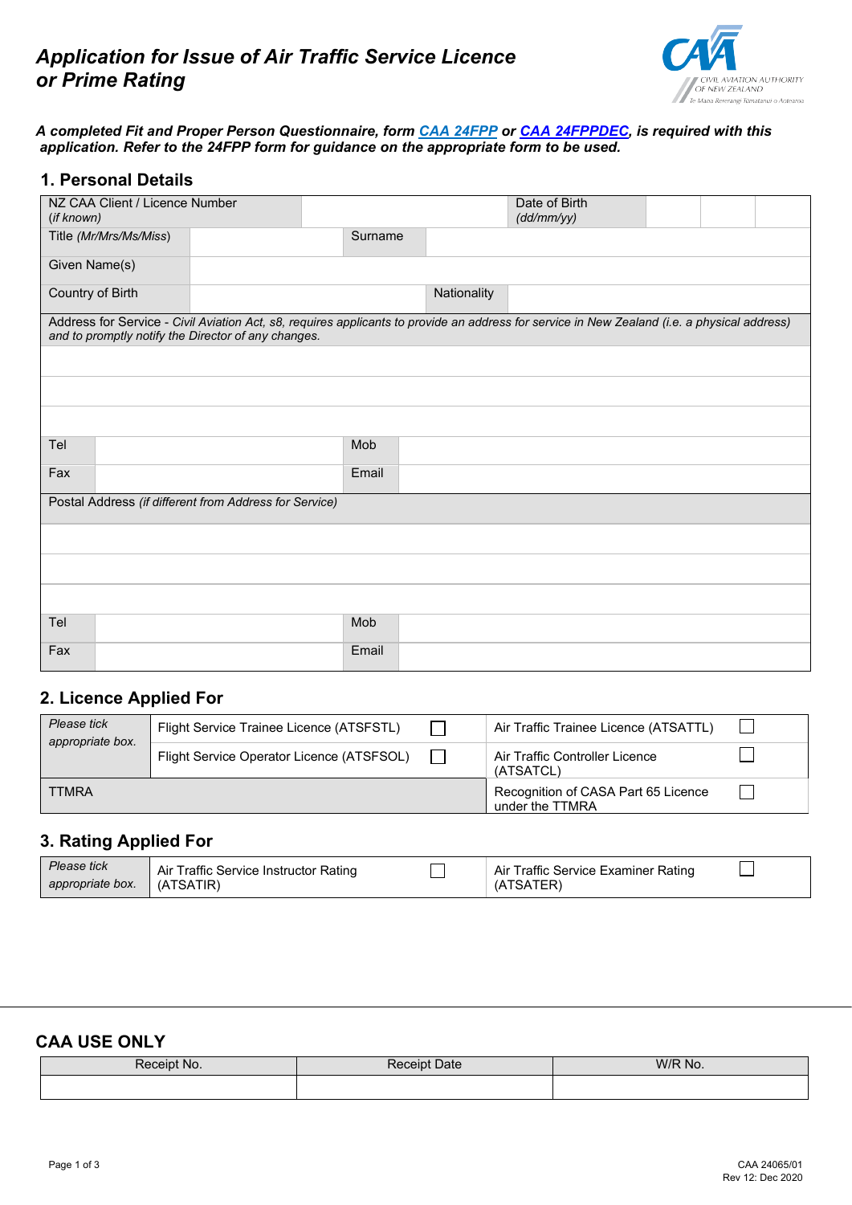# Application for Issue of Air Traffic Service Licence or Prime Rating

***A completed Fit and Proper Person Questionnaire, form [CAA 24FPP] or [CAA 24FPPDEC], is required with this application. Refer to the 24FPP form for guidance on the appropriate form to be used.***

## 1. Personal Details

| NZ CAA Client / Licence Number *(if known)* | | Date of Birth *(dd/mm/yy)* | | | |
|---|---|---|---|---|---|
| Title *(Mr/Mrs/Ms/Miss)* | | Surname | | | |
| Given Name(s) | | | | | |
| Country of Birth | | Nationality | | | |

| Address for Service - *Civil Aviation Act, s8, requires applicants to provide an address for service in New Zealand (i.e. a physical address) and to promptly notify the Director of any changes.* | | | |
|---|---|---|---|
| | | | |
| | | | |
| | | | |
| Tel | | Mob | |
| Fax | | Email | |

| Postal Address *(if different from Address for Service)* | | | |
|---|---|---|---|
| | | | |
| | | | |
| | | | |
| Tel | | Mob | |
| Fax | | Email | |

## 2. Licence Applied For

| *Please tick appropriate box.* | Flight Service Trainee Licence (ATSFSTL) | ☐ | Air Traffic Trainee Licence (ATSATTL) | ☐ |
|---|---|---|---|---|
| | Flight Service Operator Licence (ATSFSOL) | ☐ | Air Traffic Controller Licence (ATSATCL) | ☐ |
| TTMRA | | | Recognition of CASA Part 65 Licence under the TTMRA | ☐ |

## 3. Rating Applied For

| *Please tick appropriate box.* | Air Traffic Service Instructor Rating (ATSATIR) | ☐ | Air Traffic Service Examiner Rating (ATSATER) | ☐ |
|---|---|---|---|---|

## CAA USE ONLY

| Receipt No. | Receipt Date | W/R No. |
|---|---|---|
| | | |

CAA 24065/01
Rev 12: Dec 2020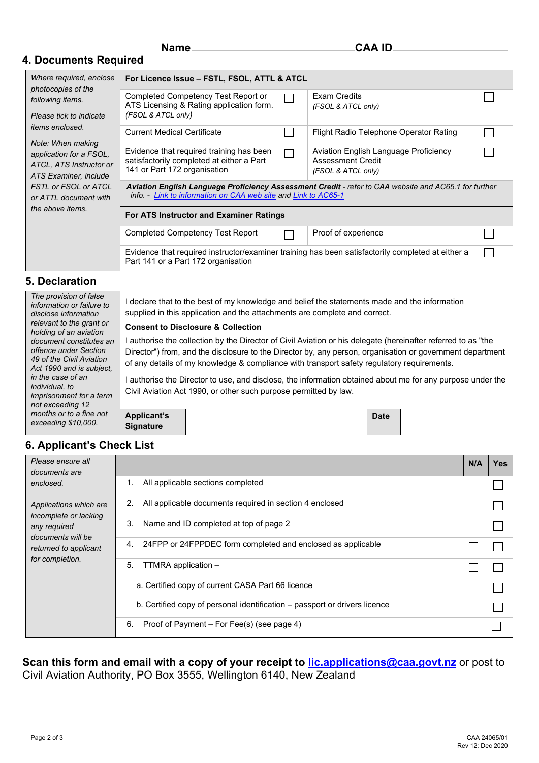**Name** ____________________ **CAA ID** ____________________

## 4. Documents Required

| *Where required, enclose photocopies of the following items.*<br><br>*Please tick to indicate items enclosed.*<br><br>*Note: When making application for a FSOL, ATCL, ATS Instructor or ATS Examiner, include FSTL or FSOL or ATCL or ATTL document with the above items.* | **For Licence Issue – FSTL, FSOL, ATTL & ATCL** | | | |
|---|---|---|---|---|
| | Completed Competency Test Report or ATS Licensing & Rating application form. *(FSOL & ATCL only)* | ☐ | Exam Credits *(FSOL & ATCL only)* | ☐ |
| | Current Medical Certificate | ☐ | Flight Radio Telephone Operator Rating | ☐ |
| | Evidence that required training has been satisfactorily completed at either a Part 141 or Part 172 organisation | ☐ | Aviation English Language Proficiency Assessment Credit *(FSOL & ATCL only)* | ☐ |
| | ***Aviation English Language Proficiency Assessment Credit*** *- refer to CAA website and AC65.1 for further info. - Link to information on CAA web site and Link to AC65-1* | | | |
| | **For ATS Instructor and Examiner Ratings** | | | |
| | Completed Competency Test Report | ☐ | Proof of experience | ☐ |
| | Evidence that required instructor/examiner training has been satisfactorily completed at either a Part 141 or a Part 172 organisation | | | ☐ |

## 5. Declaration

| *The provision of false information or failure to disclose information relevant to the grant or holding of an aviation document constitutes an offence under Section 49 of the Civil Aviation Act 1990 and is subject, in the case of an individual, to imprisonment for a term not exceeding 12 months or to a fine not exceeding $10,000.* | I declare that to the best of my knowledge and belief the statements made and the information supplied in this application and the attachments are complete and correct.<br><br>**Consent to Disclosure & Collection**<br><br>I authorise the collection by the Director of Civil Aviation or his delegate (hereinafter referred to as "the Director") from, and the disclosure to the Director by, any person, organisation or government department of any details of my knowledge & compliance with transport safety regulatory requirements.<br><br>I authorise the Director to use, and disclose, the information obtained about me for any purpose under the Civil Aviation Act 1990, or other such purpose permitted by law. | | | |
|---|---|---|---|---|
| | **Applicant's Signature** | | **Date** | |

## 6. Applicant's Check List

| *Please ensure all documents are enclosed.*<br><br>*Applications which are incomplete or lacking any required documents will be returned to applicant for completion.* | | **N/A** | **Yes** |
|---|---|---|---|
| | 1. All applicable sections completed | | ☐ |
| | 2. All applicable documents required in section 4 enclosed | | ☐ |
| | 3. Name and ID completed at top of page 2 | | ☐ |
| | 4. 24FPP or 24FPPDEC form completed and enclosed as applicable | ☐ | ☐ |
| | 5. TTMRA application – | ☐ | ☐ |
| | a. Certified copy of current CASA Part 66 licence | | ☐ |
| | b. Certified copy of personal identification – passport or drivers licence | | ☐ |
| | 6. Proof of Payment – For Fee(s) (see page 4) | | ☐ |

**Scan this form and email with a copy of your receipt to lic.applications@caa.govt.nz** or post to Civil Aviation Authority, PO Box 3555, Wellington 6140, New Zealand

CAA 24065/01
Rev 12: Dec 2020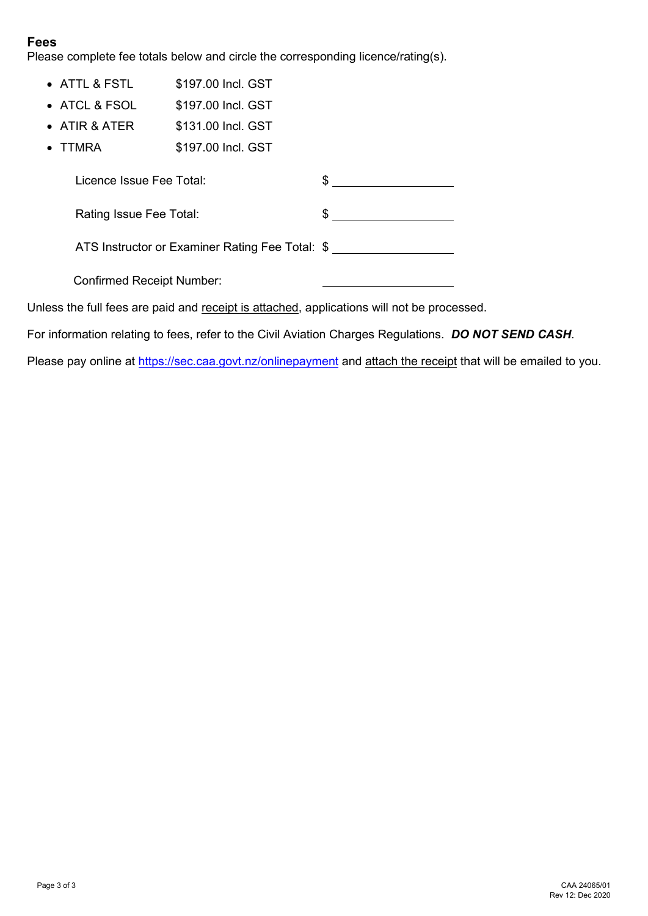## Fees

Please complete fee totals below and circle the corresponding licence/rating(s).

- ATTL & FSTL $197.00 Incl. GST
- ATCL & FSOL $197.00 Incl. GST
- ATIR & ATER $131.00 Incl. GST
- TTMRA $197.00 Incl. GST

Licence Issue Fee Total: $ ____________________

Rating Issue Fee Total: $ ____________________

ATS Instructor or Examiner Rating Fee Total: $ ____________________

Confirmed Receipt Number: ____________________

Unless the full fees are paid and receipt is attached, applications will not be processed.

For information relating to fees, refer to the Civil Aviation Charges Regulations. ***DO NOT SEND CASH***.

Please pay online at https://sec.caa.govt.nz/onlinepayment and attach the receipt that will be emailed to you.

CAA 24065/01
Rev 12: Dec 2020